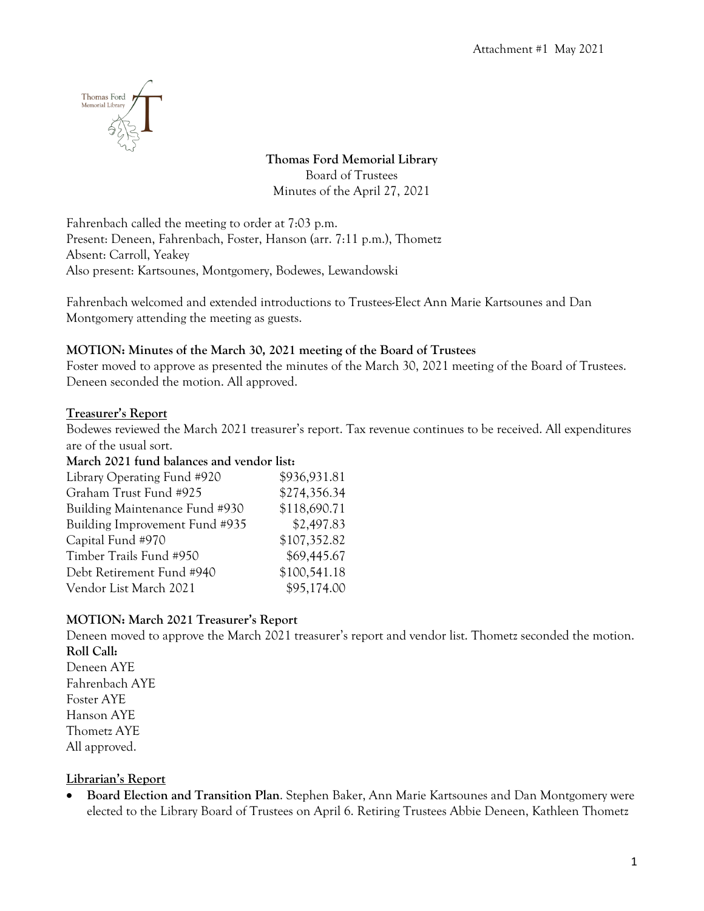Attachment #1 May 2021

**Thomas Ford Memorial Library**
Board of Trustees
Minutes of the April 27, 2021

Fahrenbach called the meeting to order at 7:03 p.m.
Present: Deneen, Fahrenbach, Foster, Hanson (arr. 7:11 p.m.), Thometz
Absent: Carroll, Yeakey
Also present: Kartsounes, Montgomery, Bodewes, Lewandowski

Fahrenbach welcomed and extended introductions to Trustees-Elect Ann Marie Kartsounes and Dan Montgomery attending the meeting as guests.

**MOTION: Minutes of the March 30, 2021 meeting of the Board of Trustees**
Foster moved to approve as presented the minutes of the March 30, 2021 meeting of the Board of Trustees. Deneen seconded the motion. All approved.

**Treasurer's Report**
Bodewes reviewed the March 2021 treasurer's report. Tax revenue continues to be received. All expenditures are of the usual sort.

**March 2021 fund balances and vendor list:**

| | |
|---|---|
| Library Operating Fund #920 | $936,931.81 |
| Graham Trust Fund #925 | $274,356.34 |
| Building Maintenance Fund #930 | $118,690.71 |
| Building Improvement Fund #935 | $2,497.83 |
| Capital Fund #970 | $107,352.82 |
| Timber Trails Fund #950 | $69,445.67 |
| Debt Retirement Fund #940 | $100,541.18 |
| Vendor List March 2021 | $95,174.00 |

**MOTION: March 2021 Treasurer's Report**
Deneen moved to approve the March 2021 treasurer's report and vendor list. Thometz seconded the motion.
**Roll Call:**
Deneen AYE
Fahrenbach AYE
Foster AYE
Hanson AYE
Thometz AYE
All approved.

**Librarian's Report**

- **Board Election and Transition Plan**. Stephen Baker, Ann Marie Kartsounes and Dan Montgomery were elected to the Library Board of Trustees on April 6. Retiring Trustees Abbie Deneen, Kathleen Thometz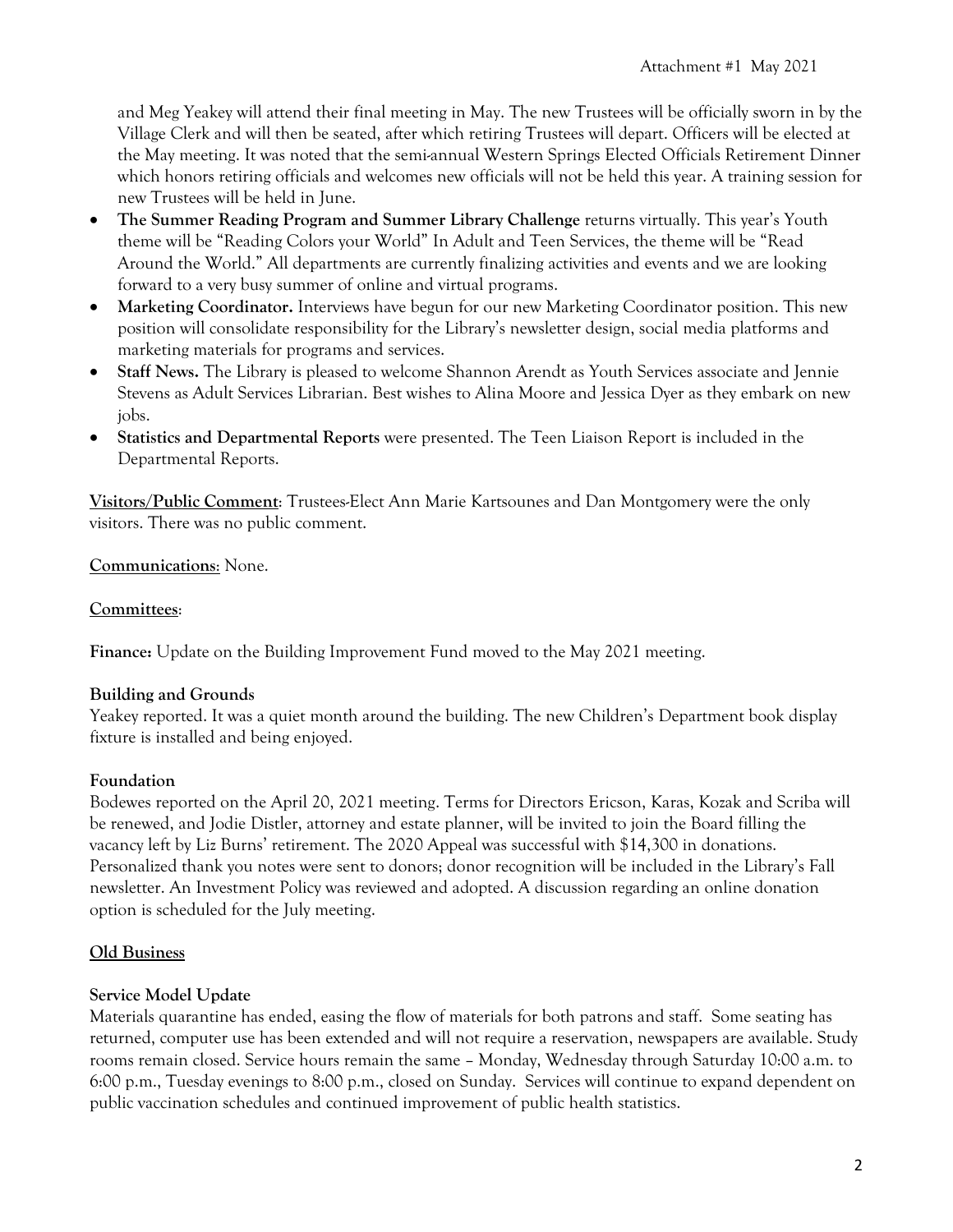and Meg Yeakey will attend their final meeting in May. The new Trustees will be officially sworn in by the Village Clerk and will then be seated, after which retiring Trustees will depart. Officers will be elected at the May meeting. It was noted that the semi-annual Western Springs Elected Officials Retirement Dinner which honors retiring officials and welcomes new officials will not be held this year. A training session for new Trustees will be held in June.

- **The Summer Reading Program and Summer Library Challenge** returns virtually. This year's Youth theme will be "Reading Colors your World" In Adult and Teen Services, the theme will be "Read Around the World." All departments are currently finalizing activities and events and we are looking forward to a very busy summer of online and virtual programs.
- **Marketing Coordinator.** Interviews have begun for our new Marketing Coordinator position. This new position will consolidate responsibility for the Library's newsletter design, social media platforms and marketing materials for programs and services.
- **Staff News.** The Library is pleased to welcome Shannon Arendt as Youth Services associate and Jennie Stevens as Adult Services Librarian. Best wishes to Alina Moore and Jessica Dyer as they embark on new jobs.
- **Statistics and Departmental Reports** were presented. The Teen Liaison Report is included in the Departmental Reports.

**Visitors/Public Comment**: Trustees-Elect Ann Marie Kartsounes and Dan Montgomery were the only visitors. There was no public comment.

**Communications**: None.

**Committees**:

**Finance:** Update on the Building Improvement Fund moved to the May 2021 meeting.

**Building and Grounds**

Yeakey reported. It was a quiet month around the building. The new Children's Department book display fixture is installed and being enjoyed.

**Foundation**

Bodewes reported on the April 20, 2021 meeting. Terms for Directors Ericson, Karas, Kozak and Scriba will be renewed, and Jodie Distler, attorney and estate planner, will be invited to join the Board filling the vacancy left by Liz Burns' retirement. The 2020 Appeal was successful with $14,300 in donations. Personalized thank you notes were sent to donors; donor recognition will be included in the Library's Fall newsletter. An Investment Policy was reviewed and adopted. A discussion regarding an online donation option is scheduled for the July meeting.

**Old Business**

**Service Model Update**

Materials quarantine has ended, easing the flow of materials for both patrons and staff. Some seating has returned, computer use has been extended and will not require a reservation, newspapers are available. Study rooms remain closed. Service hours remain the same – Monday, Wednesday through Saturday 10:00 a.m. to 6:00 p.m., Tuesday evenings to 8:00 p.m., closed on Sunday. Services will continue to expand dependent on public vaccination schedules and continued improvement of public health statistics.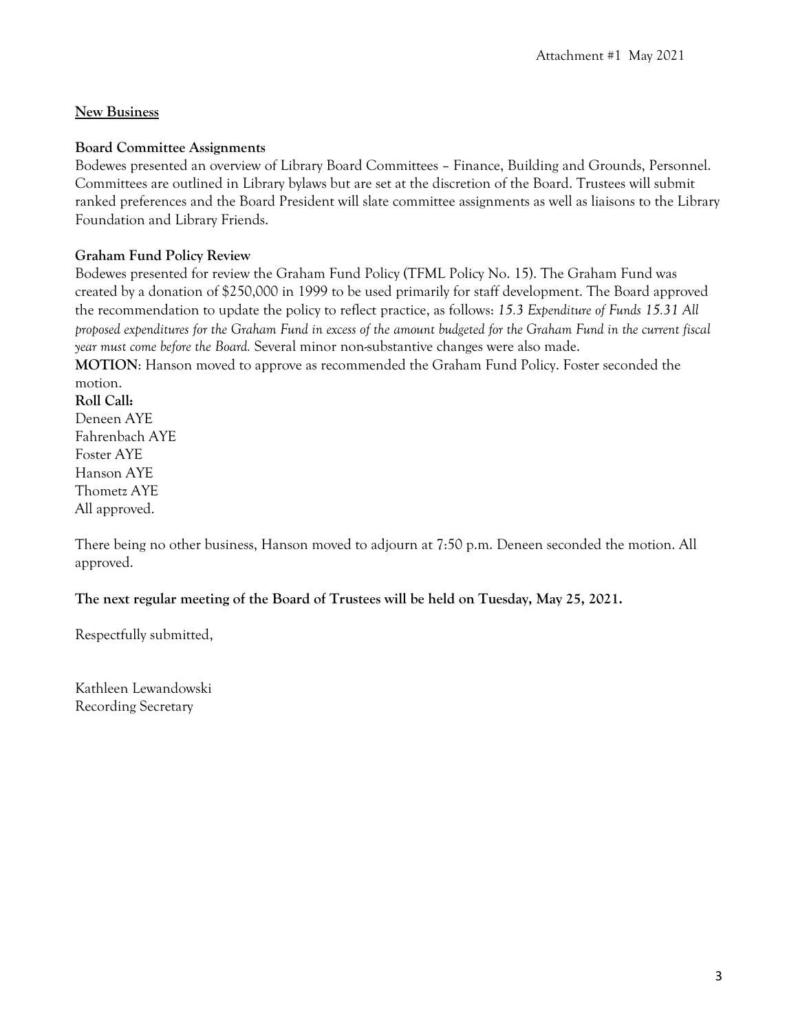Attachment #1 May 2021

## New Business

**Board Committee Assignments**

Bodewes presented an overview of Library Board Committees – Finance, Building and Grounds, Personnel. Committees are outlined in Library bylaws but are set at the discretion of the Board. Trustees will submit ranked preferences and the Board President will slate committee assignments as well as liaisons to the Library Foundation and Library Friends.

**Graham Fund Policy Review**

Bodewes presented for review the Graham Fund Policy (TFML Policy No. 15). The Graham Fund was created by a donation of $250,000 in 1999 to be used primarily for staff development. The Board approved the recommendation to update the policy to reflect practice, as follows: *15.3 Expenditure of Funds 15.31 All proposed expenditures for the Graham Fund in excess of the amount budgeted for the Graham Fund in the current fiscal year must come before the Board.* Several minor non-substantive changes were also made.

**MOTION**: Hanson moved to approve as recommended the Graham Fund Policy. Foster seconded the motion.

**Roll Call:**
Deneen AYE
Fahrenbach AYE
Foster AYE
Hanson AYE
Thometz AYE
All approved.

There being no other business, Hanson moved to adjourn at 7:50 p.m. Deneen seconded the motion. All approved.

**The next regular meeting of the Board of Trustees will be held on Tuesday, May 25, 2021.**

Respectfully submitted,

Kathleen Lewandowski
Recording Secretary